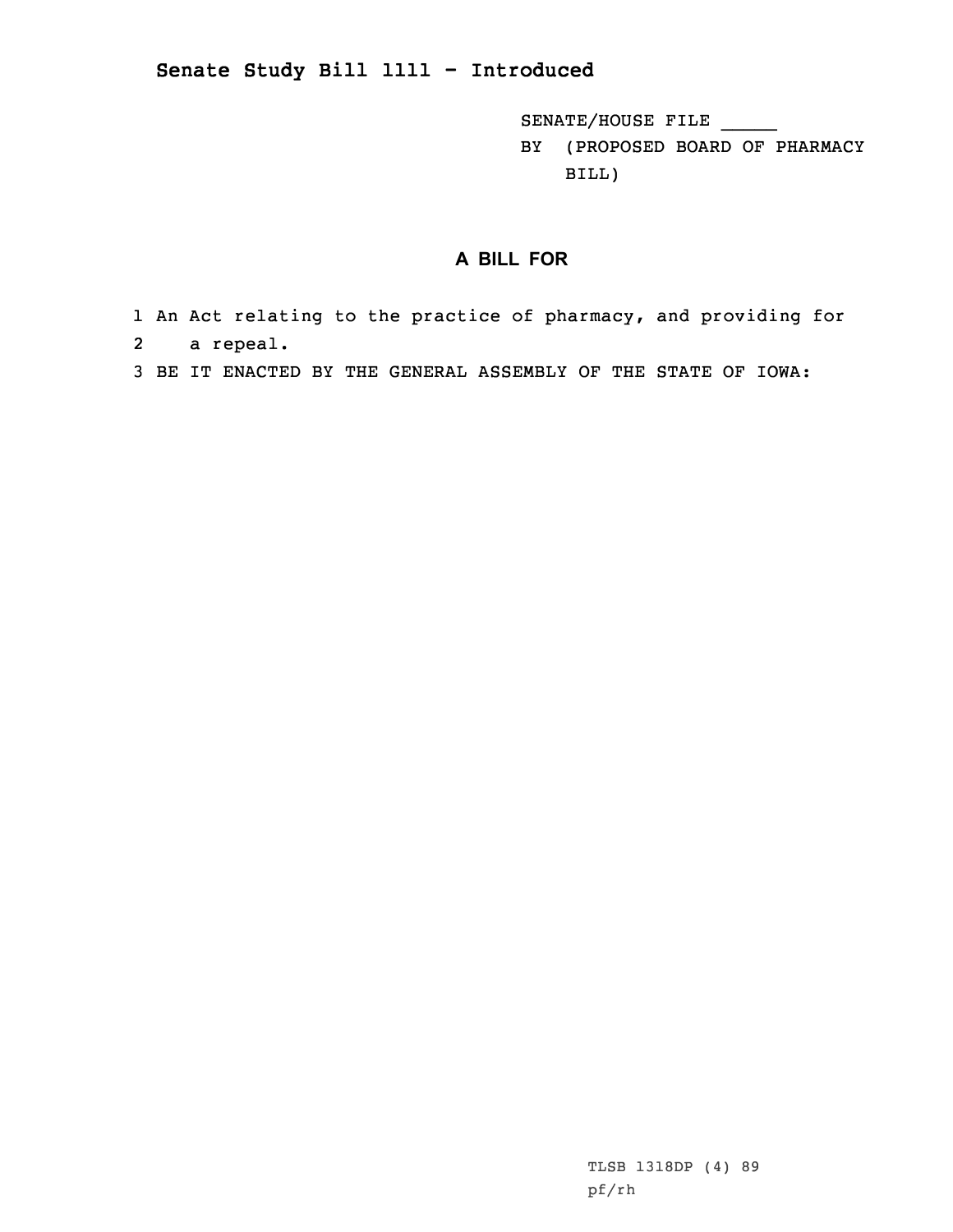**Senate Study Bill 1111 - Introduced**

SENATE/HOUSE FILE _____

BY (PROPOSED BOARD OF PHARMACY BILL)

## A BILL FOR

1 An Act relating to the practice of pharmacy, and providing for
2 a repeal.
3 BE IT ENACTED BY THE GENERAL ASSEMBLY OF THE STATE OF IOWA:

TLSB 1318DP (4) 89
pf/rh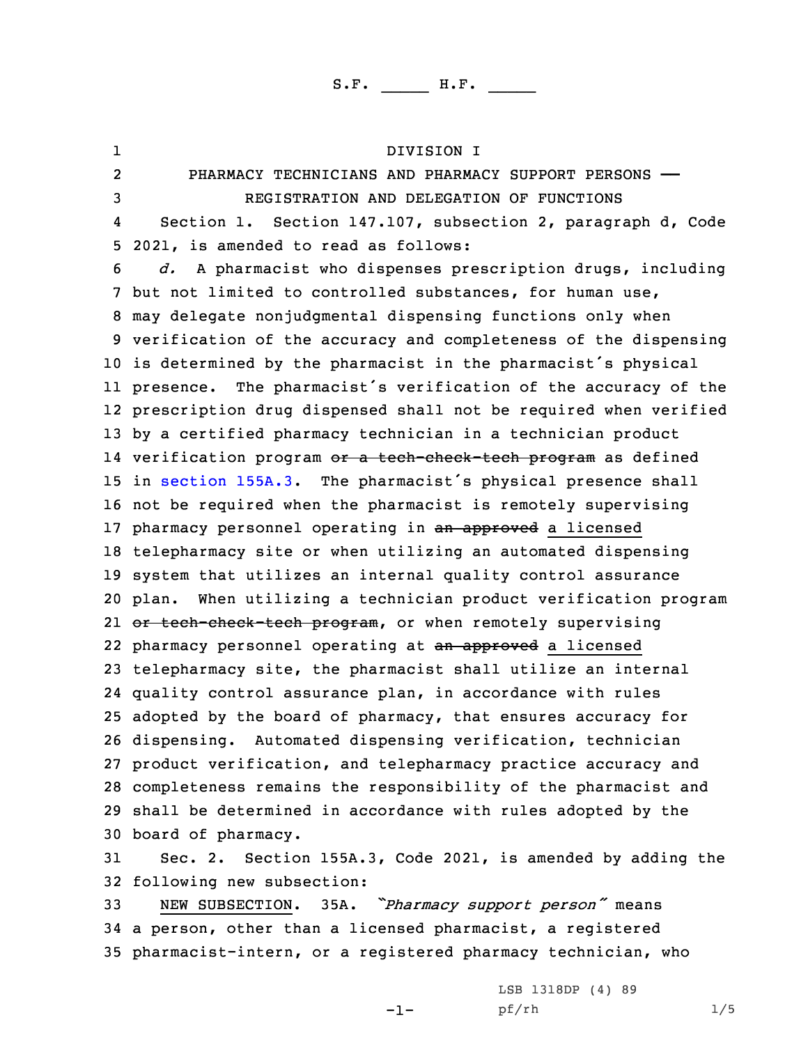S.F. _____ H.F. _____

DIVISION I

PHARMACY TECHNICIANS AND PHARMACY SUPPORT PERSONS —— REGISTRATION AND DELEGATION OF FUNCTIONS

Section 1. Section 147.107, subsection 2, paragraph d, Code 2021, is amended to read as follows:

*d.* A pharmacist who dispenses prescription drugs, including but not limited to controlled substances, for human use, may delegate nonjudgmental dispensing functions only when verification of the accuracy and completeness of the dispensing is determined by the pharmacist in the pharmacist's physical presence. The pharmacist's verification of the accuracy of the prescription drug dispensed shall not be required when verified by a certified pharmacy technician in a technician product verification program ~~or a tech-check-tech program~~ as defined in section 155A.3. The pharmacist's physical presence shall not be required when the pharmacist is remotely supervising pharmacy personnel operating in ~~an approved~~ a licensed telepharmacy site or when utilizing an automated dispensing system that utilizes an internal quality control assurance plan. When utilizing a technician product verification program ~~or tech-check-tech program~~, or when remotely supervising pharmacy personnel operating at ~~an approved~~ a licensed telepharmacy site, the pharmacist shall utilize an internal quality control assurance plan, in accordance with rules adopted by the board of pharmacy, that ensures accuracy for dispensing. Automated dispensing verification, technician product verification, and telepharmacy practice accuracy and completeness remains the responsibility of the pharmacist and shall be determined in accordance with rules adopted by the board of pharmacy.

Sec. 2. Section 155A.3, Code 2021, is amended by adding the following new subsection:

NEW SUBSECTION. 35A. *"Pharmacy support person"* means a person, other than a licensed pharmacist, a registered pharmacist-intern, or a registered pharmacy technician, who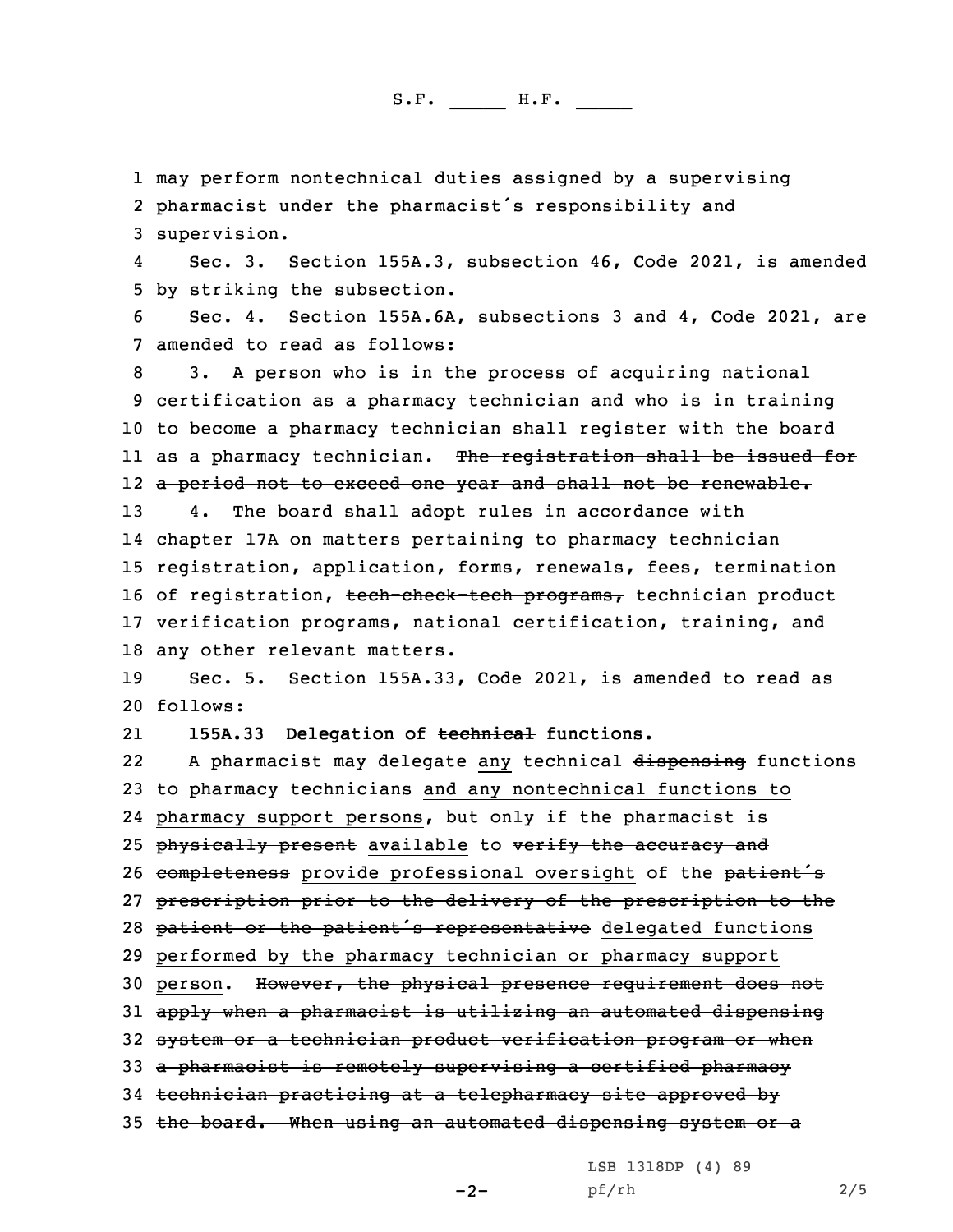may perform nontechnical duties assigned by a supervising pharmacist under the pharmacist's responsibility and supervision.

Sec. 3. Section 155A.3, subsection 46, Code 2021, is amended by striking the subsection.

Sec. 4. Section 155A.6A, subsections 3 and 4, Code 2021, are amended to read as follows:

3. A person who is in the process of acquiring national certification as a pharmacy technician and who is in training to become a pharmacy technician shall register with the board as a pharmacy technician. ~~The registration shall be issued for a period not to exceed one year and shall not be renewable.~~

4. The board shall adopt rules in accordance with chapter 17A on matters pertaining to pharmacy technician registration, application, forms, renewals, fees, termination of registration, ~~tech-check-tech programs,~~ technician product verification programs, national certification, training, and any other relevant matters.

Sec. 5. Section 155A.33, Code 2021, is amended to read as follows:

**155A.33 Delegation of ~~technical~~ functions.**

A pharmacist may delegate <u>any</u> technical ~~dispensing~~ functions to pharmacy technicians <u>and any nontechnical functions to pharmacy support persons</u>, but only if the pharmacist is ~~physically present~~ <u>available</u> to ~~verify the accuracy and completeness~~ <u>provide professional oversight</u> of the ~~patient's prescription prior to the delivery of the prescription to the patient or the patient's representative~~ <u>delegated functions performed by the pharmacy technician or pharmacy support person</u>. ~~However, the physical presence requirement does not apply when a pharmacist is utilizing an automated dispensing system or a technician product verification program or when a pharmacist is remotely supervising a certified pharmacy technician practicing at a telepharmacy site approved by the board. When using an automated dispensing system or a~~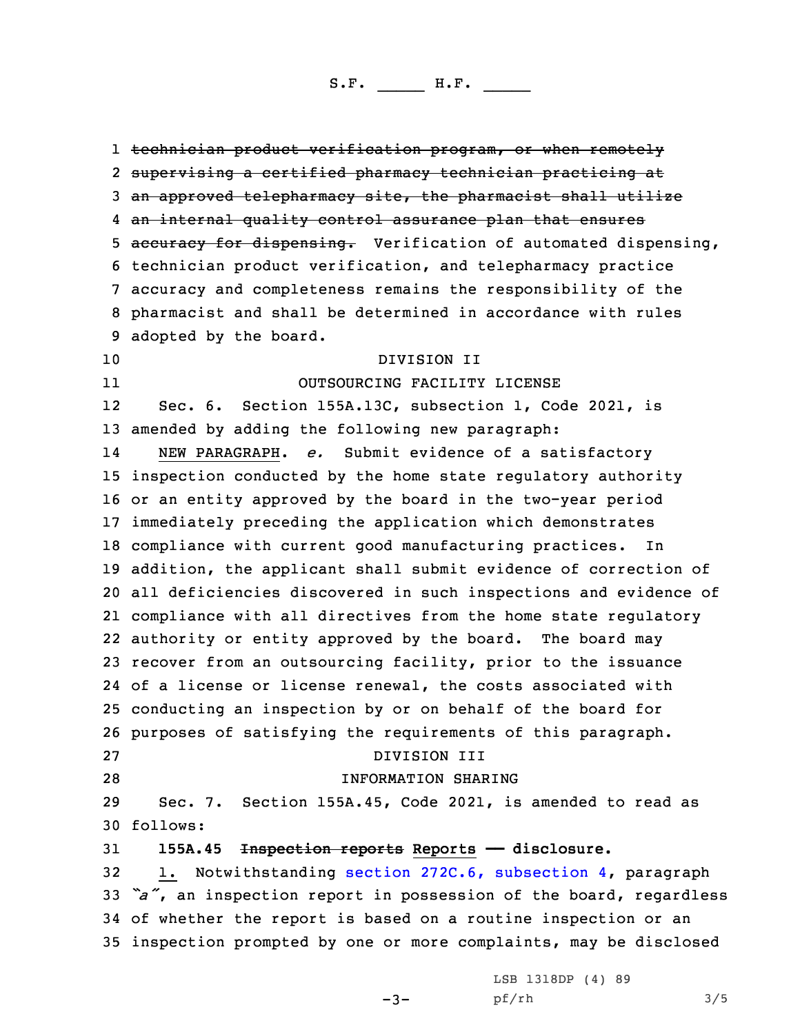~~technician product verification program, or when remotely supervising a certified pharmacy technician practicing at an approved telepharmacy site, the pharmacist shall utilize an internal quality control assurance plan that ensures accuracy for dispensing.~~ Verification of automated dispensing, technician product verification, and telepharmacy practice accuracy and completeness remains the responsibility of the pharmacist and shall be determined in accordance with rules adopted by the board.

DIVISION II

OUTSOURCING FACILITY LICENSE

Sec. 6. Section 155A.13C, subsection 1, Code 2021, is amended by adding the following new paragraph:

NEW PARAGRAPH. *e.* Submit evidence of a satisfactory inspection conducted by the home state regulatory authority or an entity approved by the board in the two-year period immediately preceding the application which demonstrates compliance with current good manufacturing practices. In addition, the applicant shall submit evidence of correction of all deficiencies discovered in such inspections and evidence of compliance with all directives from the home state regulatory authority or entity approved by the board. The board may recover from an outsourcing facility, prior to the issuance of a license or license renewal, the costs associated with conducting an inspection by or on behalf of the board for purposes of satisfying the requirements of this paragraph.

DIVISION III

INFORMATION SHARING

Sec. 7. Section 155A.45, Code 2021, is amended to read as follows:

**155A.45 ~~Inspection reports~~ Reports — disclosure.**

1. Notwithstanding section 272C.6, subsection 4, paragraph *"a"*, an inspection report in possession of the board, regardless of whether the report is based on a routine inspection or an inspection prompted by one or more complaints, may be disclosed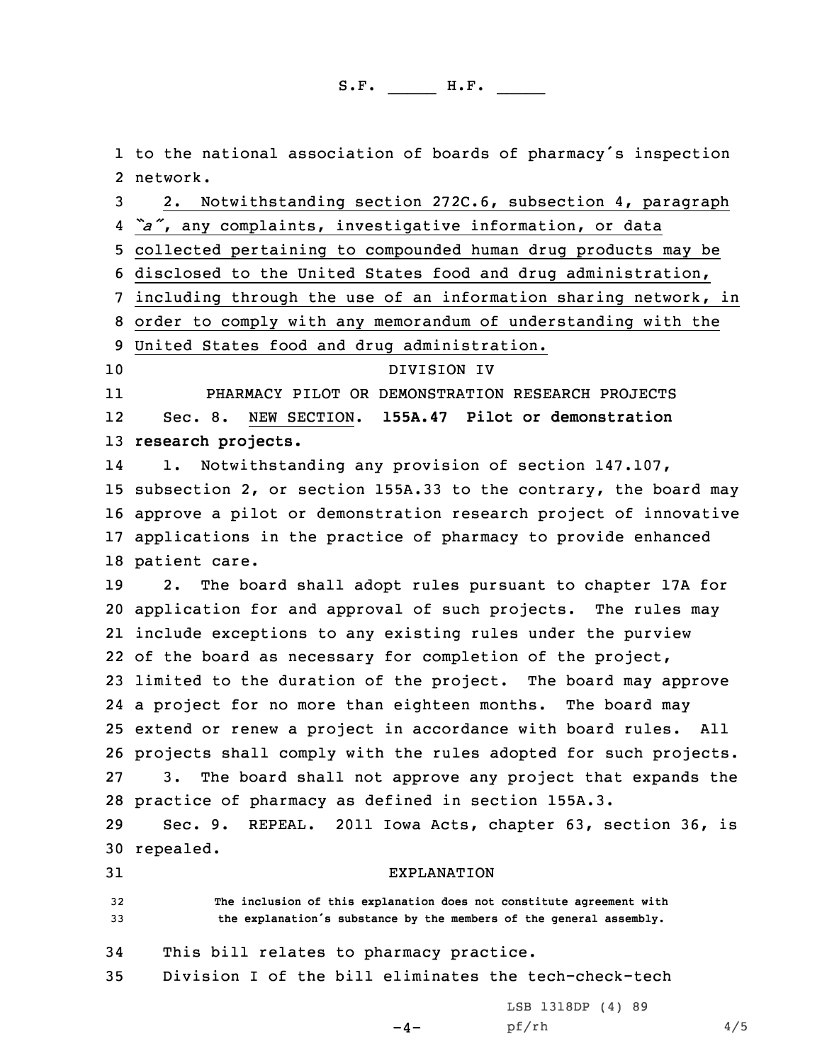to the national association of boards of pharmacy's inspection network.

2. Notwithstanding section 272C.6, subsection 4, paragraph *"a"*, any complaints, investigative information, or data collected pertaining to compounded human drug products may be disclosed to the United States food and drug administration, including through the use of an information sharing network, in order to comply with any memorandum of understanding with the United States food and drug administration.

DIVISION IV

PHARMACY PILOT OR DEMONSTRATION RESEARCH PROJECTS

Sec. 8. NEW SECTION. **155A.47 Pilot or demonstration research projects.**

1. Notwithstanding any provision of section 147.107, subsection 2, or section 155A.33 to the contrary, the board may approve a pilot or demonstration research project of innovative applications in the practice of pharmacy to provide enhanced patient care.

2. The board shall adopt rules pursuant to chapter 17A for application for and approval of such projects. The rules may include exceptions to any existing rules under the purview of the board as necessary for completion of the project, limited to the duration of the project. The board may approve a project for no more than eighteen months. The board may extend or renew a project in accordance with board rules. All projects shall comply with the rules adopted for such projects.

3. The board shall not approve any project that expands the practice of pharmacy as defined in section 155A.3.

Sec. 9. REPEAL. 2011 Iowa Acts, chapter 63, section 36, is repealed.

EXPLANATION

**The inclusion of this explanation does not constitute agreement with the explanation's substance by the members of the general assembly.**

This bill relates to pharmacy practice.

Division I of the bill eliminates the tech-check-tech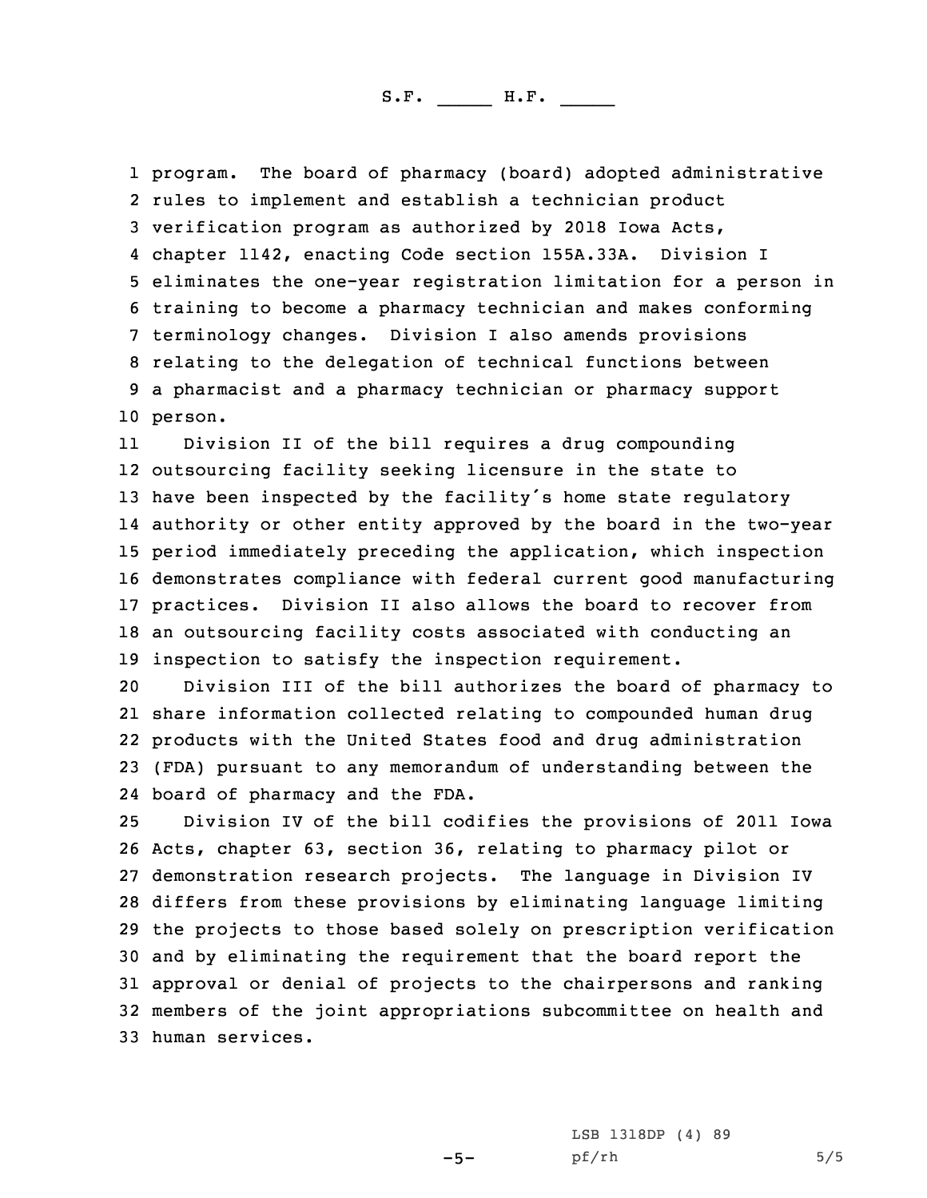program. The board of pharmacy (board) adopted administrative rules to implement and establish a technician product verification program as authorized by 2018 Iowa Acts, chapter 1142, enacting Code section 155A.33A. Division I eliminates the one-year registration limitation for a person in training to become a pharmacy technician and makes conforming terminology changes. Division I also amends provisions relating to the delegation of technical functions between a pharmacist and a pharmacy technician or pharmacy support person.

Division II of the bill requires a drug compounding outsourcing facility seeking licensure in the state to have been inspected by the facility's home state regulatory authority or other entity approved by the board in the two-year period immediately preceding the application, which inspection demonstrates compliance with federal current good manufacturing practices. Division II also allows the board to recover from an outsourcing facility costs associated with conducting an inspection to satisfy the inspection requirement.

Division III of the bill authorizes the board of pharmacy to share information collected relating to compounded human drug products with the United States food and drug administration (FDA) pursuant to any memorandum of understanding between the board of pharmacy and the FDA.

Division IV of the bill codifies the provisions of 2011 Iowa Acts, chapter 63, section 36, relating to pharmacy pilot or demonstration research projects. The language in Division IV differs from these provisions by eliminating language limiting the projects to those based solely on prescription verification and by eliminating the requirement that the board report the approval or denial of projects to the chairpersons and ranking members of the joint appropriations subcommittee on health and human services.

LSB 1318DP (4) 89
pf/rh